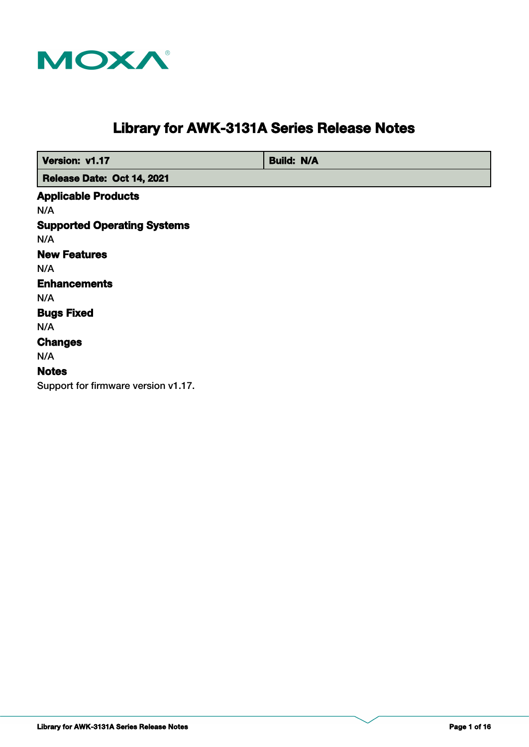MOXA

# Library for AWK-3131A Series Release Notes

| Version: v1.17 | Build: N/A |
| --- | --- |
| Release Date: Oct 14, 2021 | |

### Applicable Products

N/A

### Supported Operating Systems

N/A

### New Features

N/A

### Enhancements

N/A

### Bugs Fixed

N/A

### Changes

N/A

### Notes

Support for firmware version v1.17.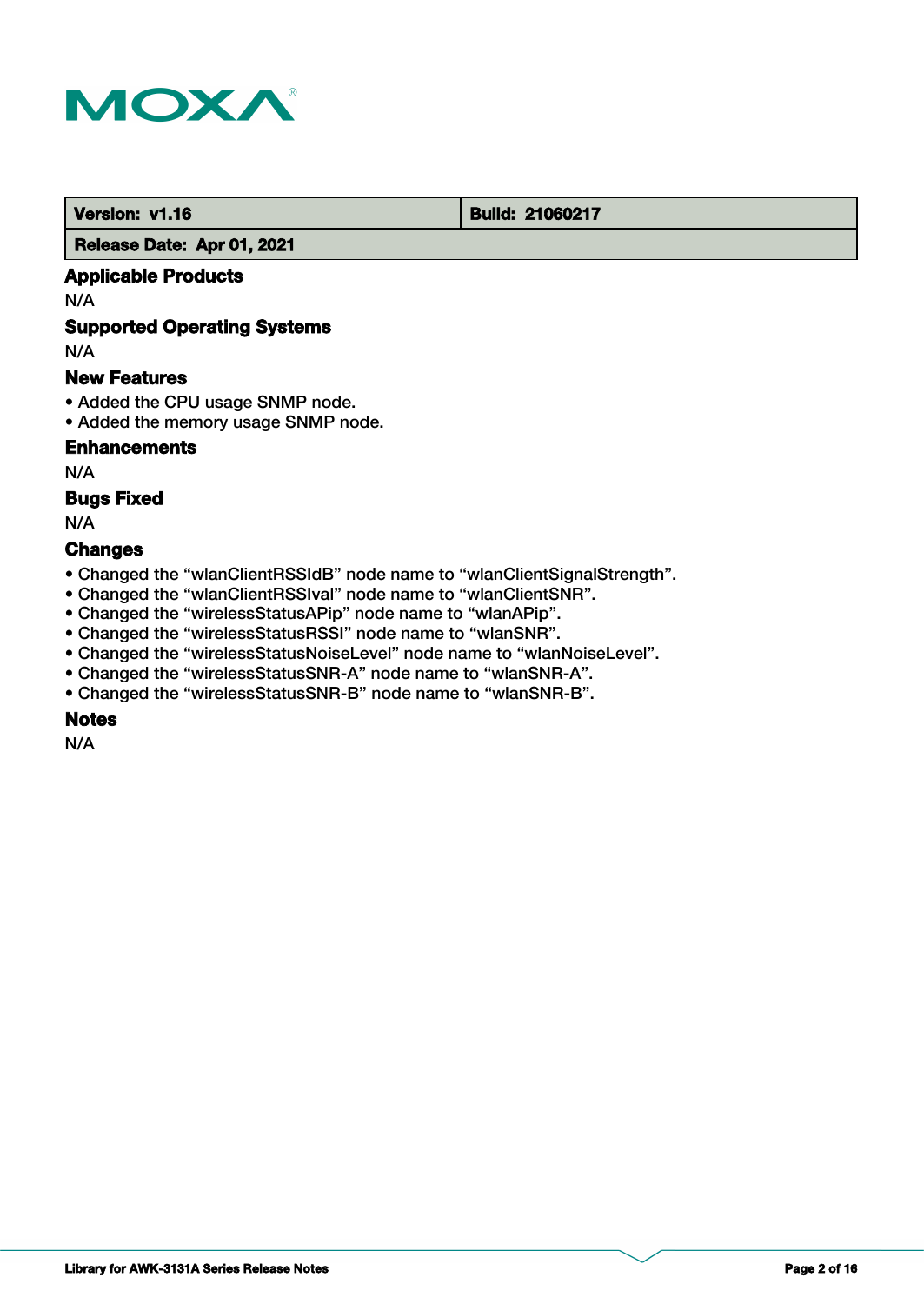| Version: v1.16 | Build: 21060217 |
| --- | --- |
| Release Date: Apr 01, 2021 | |

## Applicable Products

N/A

## Supported Operating Systems

N/A

## New Features

- Added the CPU usage SNMP node.
- Added the memory usage SNMP node.

## Enhancements

N/A

## Bugs Fixed

N/A

## Changes

- Changed the “wlanClientRSSIdB” node name to “wlanClientSignalStrength”.
- Changed the “wlanClientRSSIval” node name to “wlanClientSNR”.
- Changed the “wirelessStatusAPip” node name to “wlanAPip”.
- Changed the “wirelessStatusRSSI” node name to “wlanSNR”.
- Changed the “wirelessStatusNoiseLevel” node name to “wlanNoiseLevel”.
- Changed the “wirelessStatusSNR-A” node name to “wlanSNR-A”.
- Changed the “wirelessStatusSNR-B” node name to “wlanSNR-B”.

## Notes

N/A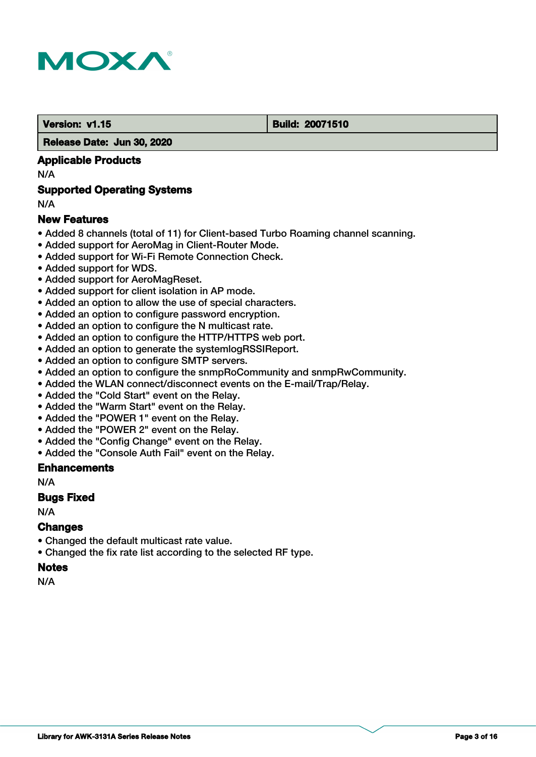| Version: v1.15 | Build: 20071510 |
|---|---|
| Release Date: Jun 30, 2020 | |

## Applicable Products

N/A

## Supported Operating Systems

N/A

## New Features

- Added 8 channels (total of 11) for Client-based Turbo Roaming channel scanning.
- Added support for AeroMag in Client-Router Mode.
- Added support for Wi-Fi Remote Connection Check.
- Added support for WDS.
- Added support for AeroMagReset.
- Added support for client isolation in AP mode.
- Added an option to allow the use of special characters.
- Added an option to configure password encryption.
- Added an option to configure the N multicast rate.
- Added an option to configure the HTTP/HTTPS web port.
- Added an option to generate the systemlogRSSIReport.
- Added an option to configure SMTP servers.
- Added an option to configure the snmpRoCommunity and snmpRwCommunity.
- Added the WLAN connect/disconnect events on the E-mail/Trap/Relay.
- Added the "Cold Start" event on the Relay.
- Added the "Warm Start" event on the Relay.
- Added the "POWER 1" event on the Relay.
- Added the "POWER 2" event on the Relay.
- Added the "Config Change" event on the Relay.
- Added the "Console Auth Fail" event on the Relay.

## Enhancements

N/A

## Bugs Fixed

N/A

## Changes

- Changed the default multicast rate value.
- Changed the fix rate list according to the selected RF type.

## Notes

N/A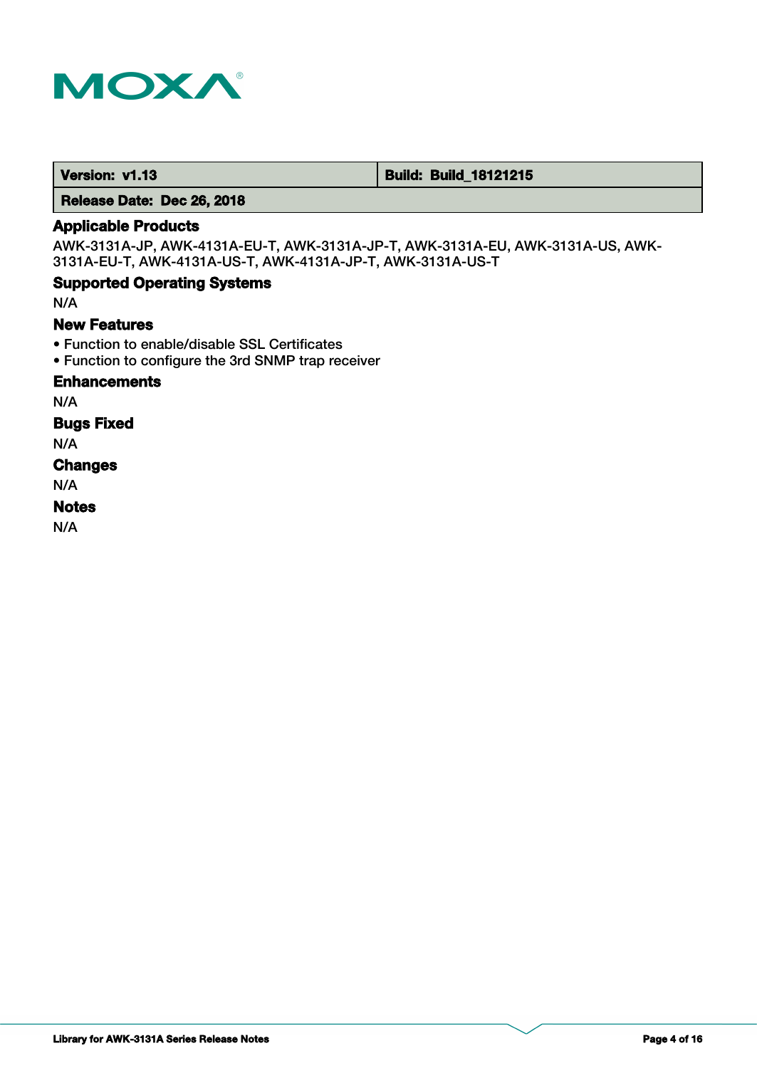| Version: v1.13 | Build: Build_18121215 |
| --- | --- |
| Release Date: Dec 26, 2018 | |

### Applicable Products

AWK-3131A-JP, AWK-4131A-EU-T, AWK-3131A-JP-T, AWK-3131A-EU, AWK-3131A-US, AWK-3131A-EU-T, AWK-4131A-US-T, AWK-4131A-JP-T, AWK-3131A-US-T

### Supported Operating Systems

N/A

### New Features

- Function to enable/disable SSL Certificates
- Function to configure the 3rd SNMP trap receiver

### Enhancements

N/A

### Bugs Fixed

N/A

### Changes

N/A

### Notes

N/A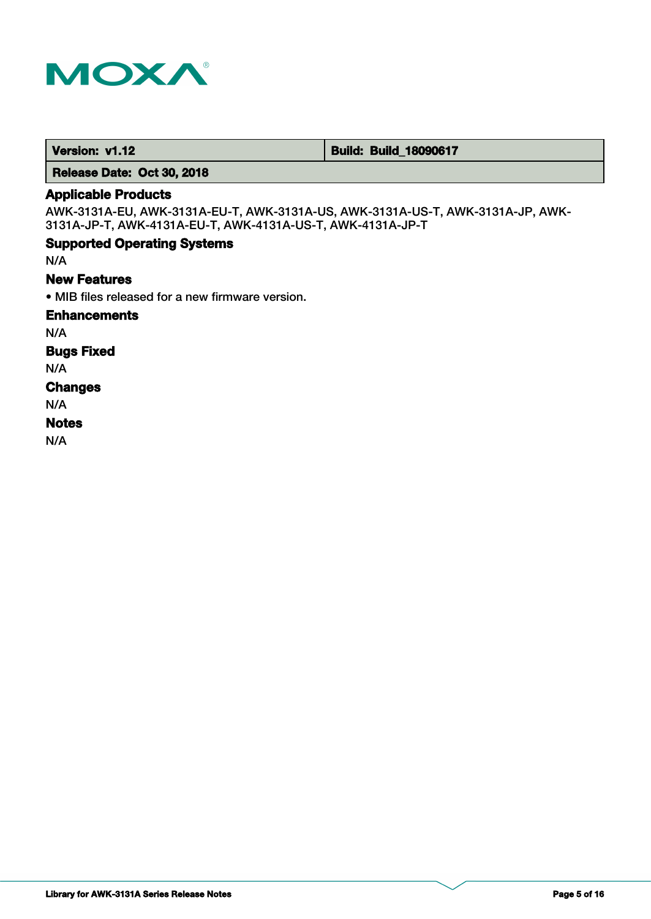| Version: v1.12 | Build: Build_18090617 |
| --- | --- |
| Release Date: Oct 30, 2018 | |

### Applicable Products

AWK-3131A-EU, AWK-3131A-EU-T, AWK-3131A-US, AWK-3131A-US-T, AWK-3131A-JP, AWK-3131A-JP-T, AWK-4131A-EU-T, AWK-4131A-US-T, AWK-4131A-JP-T

### Supported Operating Systems

N/A

### New Features

- MIB files released for a new firmware version.

### Enhancements

N/A

### Bugs Fixed

N/A

### Changes

N/A

### Notes

N/A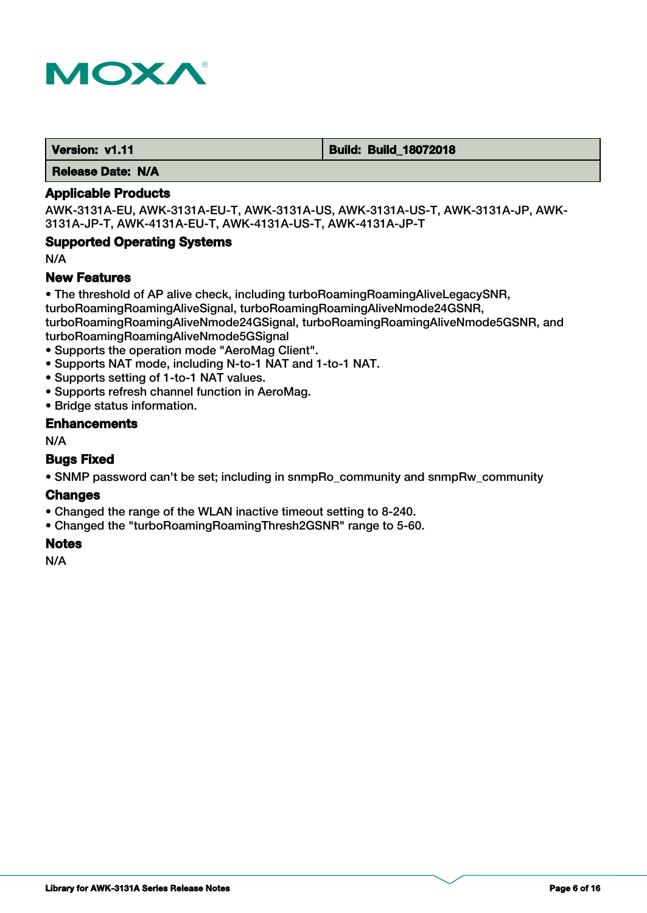| Version: v1.11 | Build: Build_18072018 |
| --- | --- |
| Release Date: N/A | |

## Applicable Products

AWK-3131A-EU, AWK-3131A-EU-T, AWK-3131A-US, AWK-3131A-US-T, AWK-3131A-JP, AWK-3131A-JP-T, AWK-4131A-EU-T, AWK-4131A-US-T, AWK-4131A-JP-T

## Supported Operating Systems

N/A

## New Features

- The threshold of AP alive check, including turboRoamingRoamingAliveLegacySNR, turboRoamingRoamingAliveSignal, turboRoamingRoamingAliveNmode24GSNR, turboRoamingRoamingAliveNmode24GSignal, turboRoamingRoamingAliveNmode5GSNR, and turboRoamingRoamingAliveNmode5GSignal
- Supports the operation mode "AeroMag Client".
- Supports NAT mode, including N-to-1 NAT and 1-to-1 NAT.
- Supports setting of 1-to-1 NAT values.
- Supports refresh channel function in AeroMag.
- Bridge status information.

## Enhancements

N/A

## Bugs Fixed

- SNMP password can't be set; including in snmpRo_community and snmpRw_community

## Changes

- Changed the range of the WLAN inactive timeout setting to 8-240.
- Changed the "turboRoamingRoamingThresh2GSNR" range to 5-60.

## Notes

N/A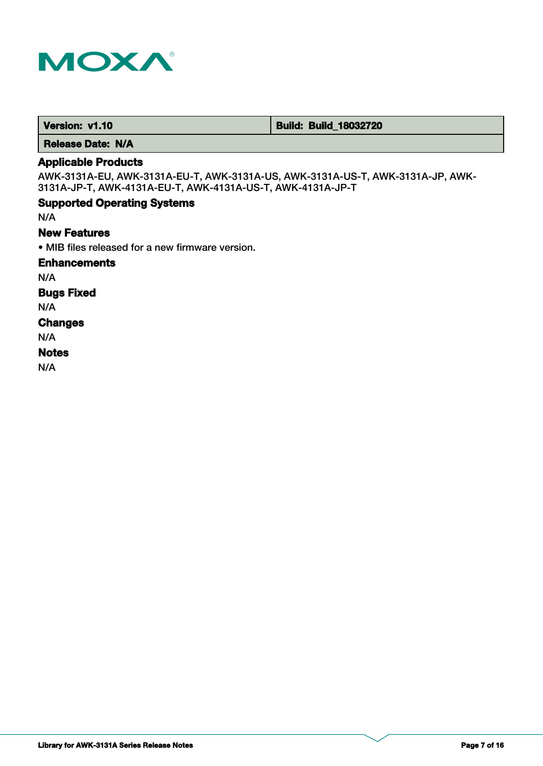| Version: v1.10 | Build: Build_18032720 |
|---|---|
| Release Date: N/A | |

## Applicable Products

AWK-3131A-EU, AWK-3131A-EU-T, AWK-3131A-US, AWK-3131A-US-T, AWK-3131A-JP, AWK-3131A-JP-T, AWK-4131A-EU-T, AWK-4131A-US-T, AWK-4131A-JP-T

## Supported Operating Systems

N/A

## New Features

- MIB files released for a new firmware version.

## Enhancements

N/A

## Bugs Fixed

N/A

## Changes

N/A

## Notes

N/A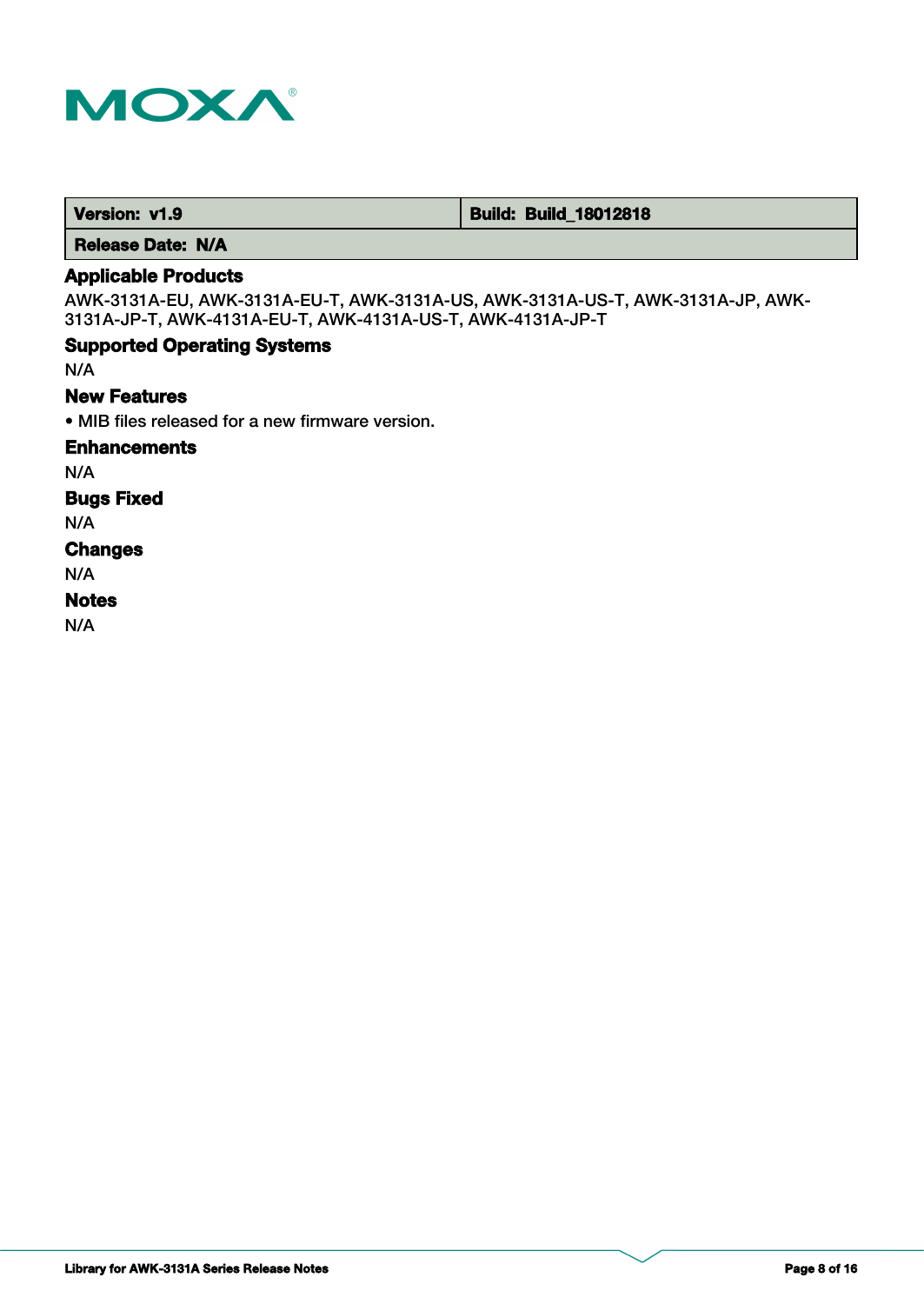| Version: v1.9 | Build: Build_18012818 |
| --- | --- |
| Release Date: N/A | |

## Applicable Products

AWK-3131A-EU, AWK-3131A-EU-T, AWK-3131A-US, AWK-3131A-US-T, AWK-3131A-JP, AWK-3131A-JP-T, AWK-4131A-EU-T, AWK-4131A-US-T, AWK-4131A-JP-T

## Supported Operating Systems

N/A

## New Features

- MIB files released for a new firmware version.

## Enhancements

N/A

## Bugs Fixed

N/A

## Changes

N/A

## Notes

N/A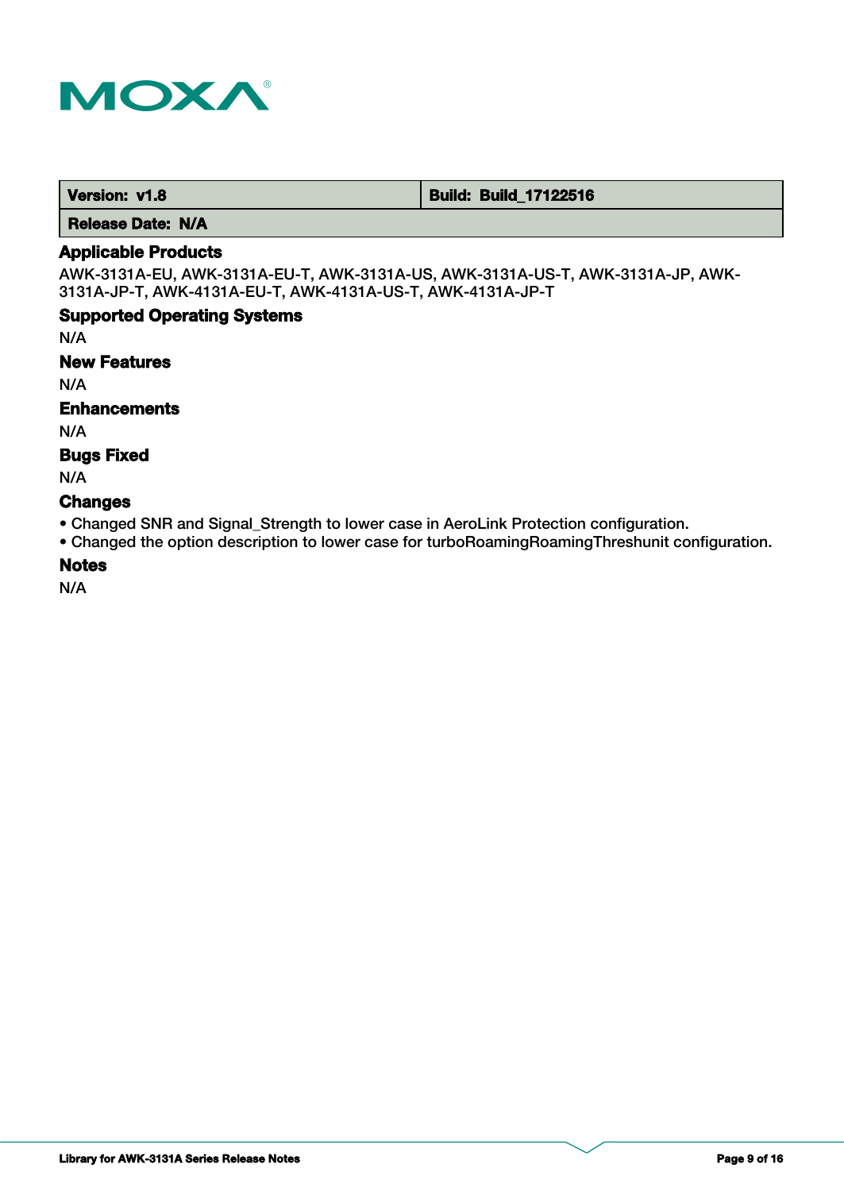| Version: v1.8 | Build: Build_17122516 |
| --- | --- |
| Release Date: N/A | |

### Applicable Products

AWK-3131A-EU, AWK-3131A-EU-T, AWK-3131A-US, AWK-3131A-US-T, AWK-3131A-JP, AWK-3131A-JP-T, AWK-4131A-EU-T, AWK-4131A-US-T, AWK-4131A-JP-T

### Supported Operating Systems

N/A

### New Features

N/A

### Enhancements

N/A

### Bugs Fixed

N/A

### Changes

- Changed SNR and Signal_Strength to lower case in AeroLink Protection configuration.
- Changed the option description to lower case for turboRoamingRoamingThreshunit configuration.

### Notes

N/A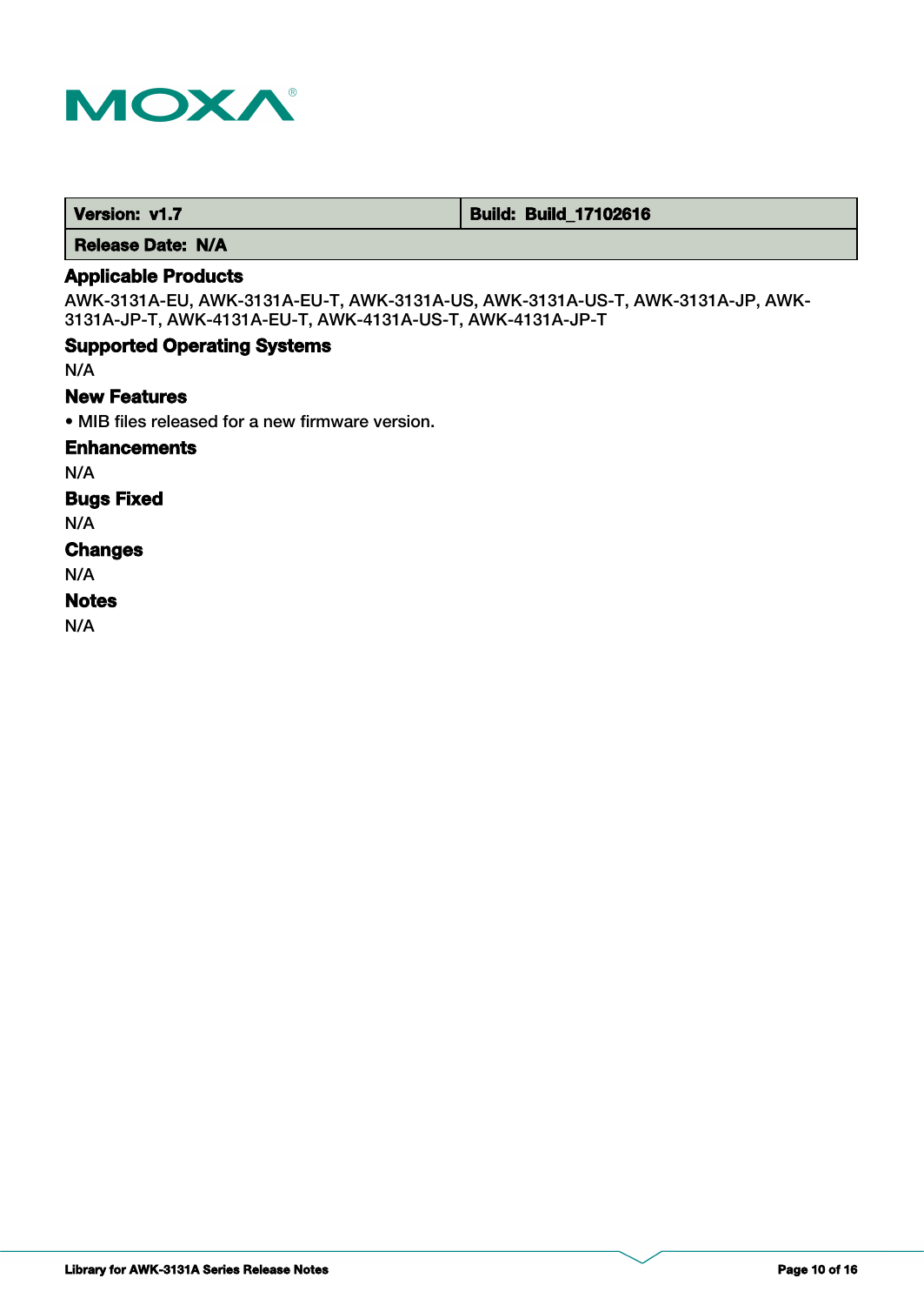| Version: v1.7 | Build: Build_17102616 |
| --- | --- |
| Release Date: N/A | |

### Applicable Products

AWK-3131A-EU, AWK-3131A-EU-T, AWK-3131A-US, AWK-3131A-US-T, AWK-3131A-JP, AWK-3131A-JP-T, AWK-4131A-EU-T, AWK-4131A-US-T, AWK-4131A-JP-T

### Supported Operating Systems

N/A

### New Features

• MIB files released for a new firmware version.

### Enhancements

N/A

### Bugs Fixed

N/A

### Changes

N/A

### Notes

N/A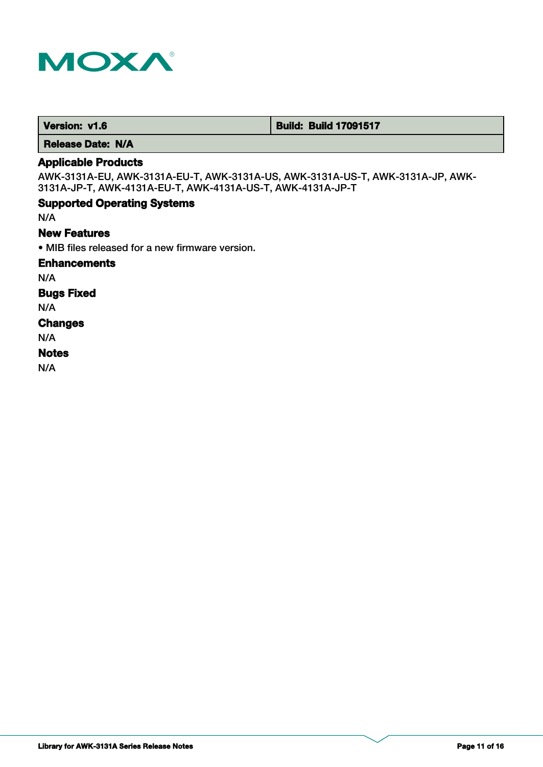| Version: v1.6 | Build: Build 17091517 |
| --- | --- |
| Release Date: N/A | |

### Applicable Products

AWK-3131A-EU, AWK-3131A-EU-T, AWK-3131A-US, AWK-3131A-US-T, AWK-3131A-JP, AWK-3131A-JP-T, AWK-4131A-EU-T, AWK-4131A-US-T, AWK-4131A-JP-T

### Supported Operating Systems

N/A

### New Features

- MIB files released for a new firmware version.

### Enhancements

N/A

### Bugs Fixed

N/A

### Changes

N/A

### Notes

N/A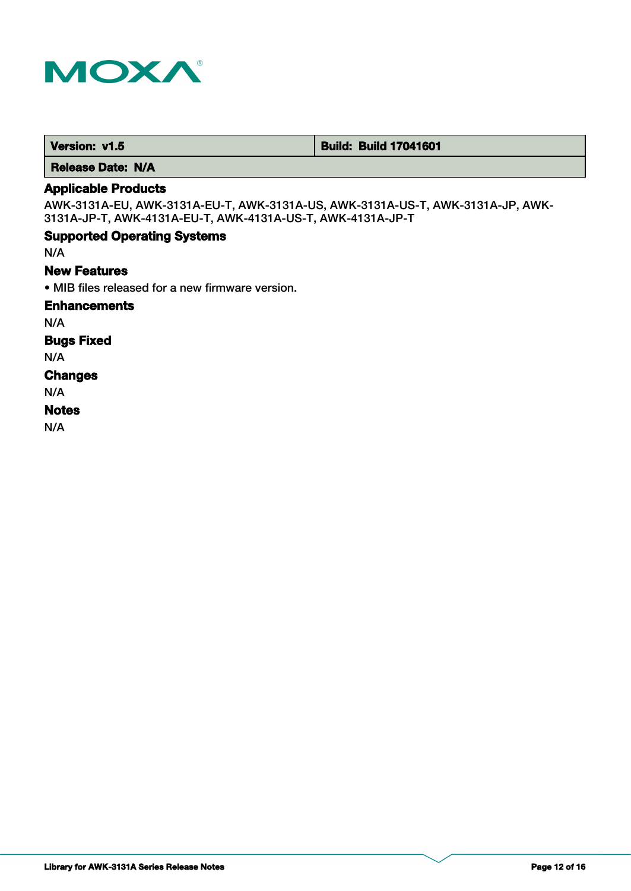| Version: v1.5 | Build: Build 17041601 |
| --- | --- |
| Release Date: N/A | |

### Applicable Products

AWK-3131A-EU, AWK-3131A-EU-T, AWK-3131A-US, AWK-3131A-US-T, AWK-3131A-JP, AWK-3131A-JP-T, AWK-4131A-EU-T, AWK-4131A-US-T, AWK-4131A-JP-T

### Supported Operating Systems

N/A

### New Features

- MIB files released for a new firmware version.

### Enhancements

N/A

### Bugs Fixed

N/A

### Changes

N/A

### Notes

N/A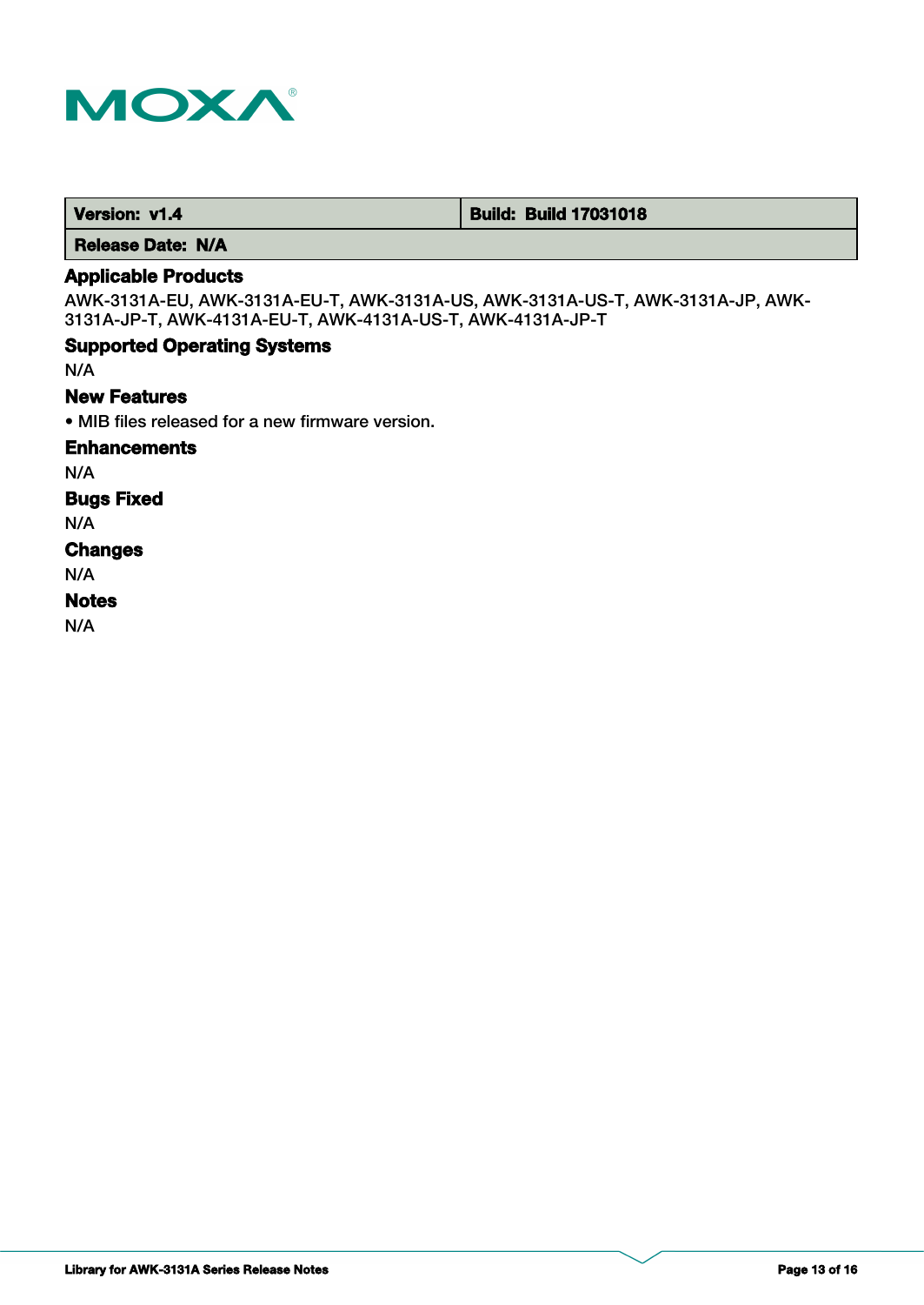| Version: v1.4 | Build: Build 17031018 |
| --- | --- |
| Release Date: N/A | |

### Applicable Products

AWK-3131A-EU, AWK-3131A-EU-T, AWK-3131A-US, AWK-3131A-US-T, AWK-3131A-JP, AWK-3131A-JP-T, AWK-4131A-EU-T, AWK-4131A-US-T, AWK-4131A-JP-T

### Supported Operating Systems

N/A

### New Features

• MIB files released for a new firmware version.

### Enhancements

N/A

### Bugs Fixed

N/A

### Changes

N/A

### Notes

N/A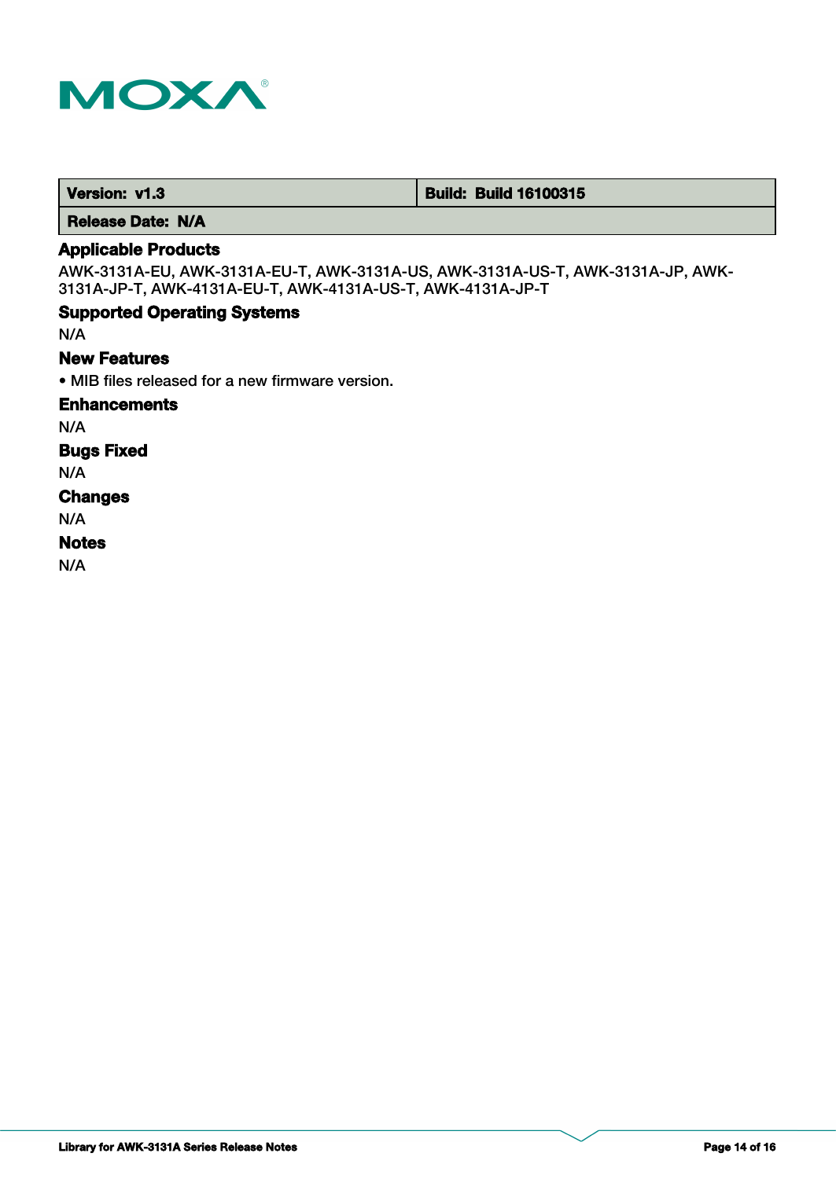| Version: v1.3 | Build: Build 16100315 |
| --- | --- |
| Release Date: N/A | |

## Applicable Products

AWK-3131A-EU, AWK-3131A-EU-T, AWK-3131A-US, AWK-3131A-US-T, AWK-3131A-JP, AWK-3131A-JP-T, AWK-4131A-EU-T, AWK-4131A-US-T, AWK-4131A-JP-T

## Supported Operating Systems

N/A

## New Features

• MIB files released for a new firmware version.

## Enhancements

N/A

## Bugs Fixed

N/A

## Changes

N/A

## Notes

N/A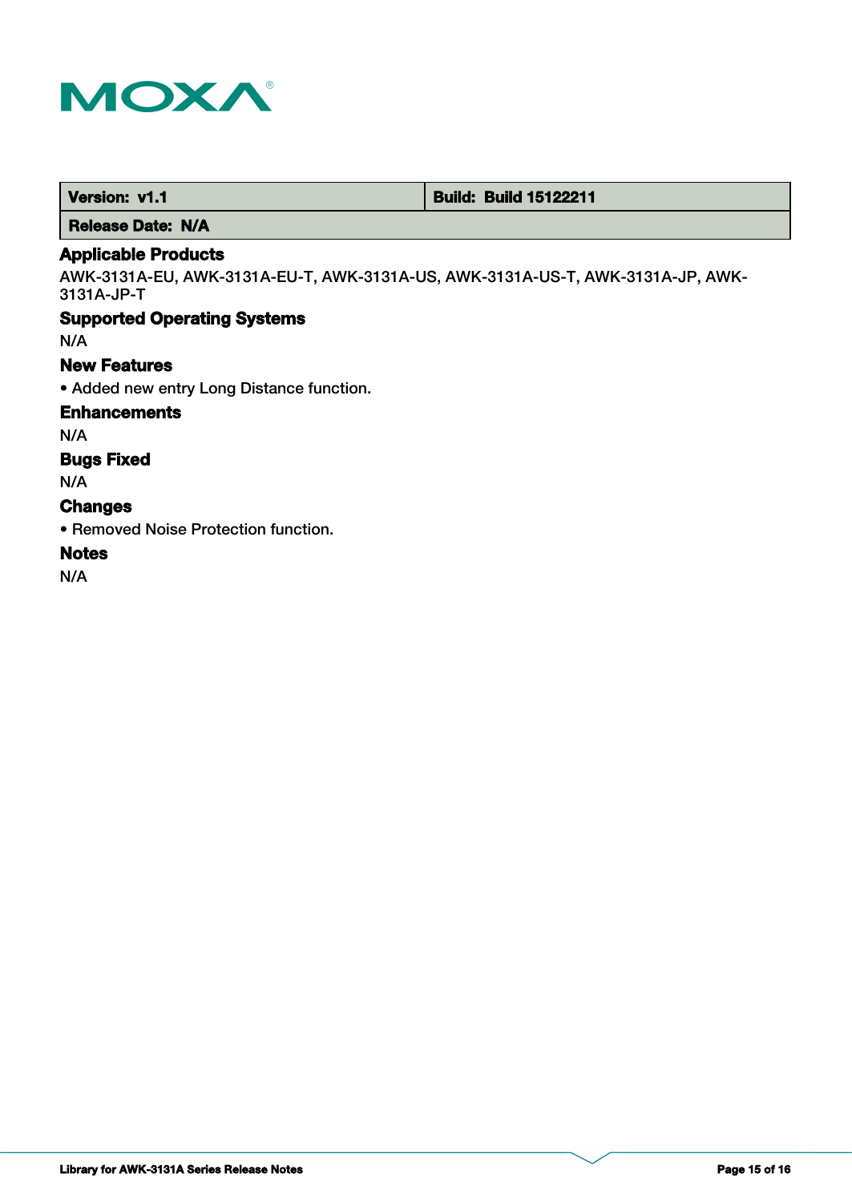| Version: v1.1 | Build: Build 15122211 |
| --- | --- |
| Release Date: N/A | |

### Applicable Products

AWK-3131A-EU, AWK-3131A-EU-T, AWK-3131A-US, AWK-3131A-US-T, AWK-3131A-JP, AWK-3131A-JP-T

### Supported Operating Systems

N/A

### New Features

- Added new entry Long Distance function.

### Enhancements

N/A

### Bugs Fixed

N/A

### Changes

- Removed Noise Protection function.

### Notes

N/A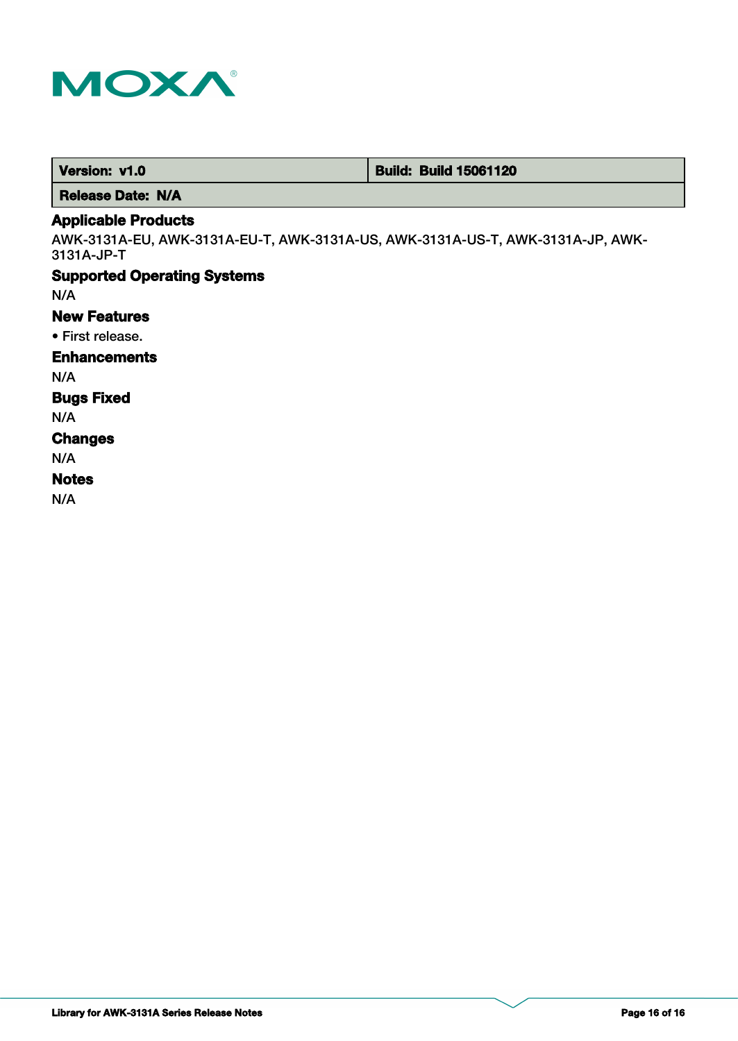| Version: v1.0 | Build: Build 15061120 |
| --- | --- |
| Release Date: N/A | |

### Applicable Products

AWK-3131A-EU, AWK-3131A-EU-T, AWK-3131A-US, AWK-3131A-US-T, AWK-3131A-JP, AWK-3131A-JP-T

### Supported Operating Systems

N/A

### New Features

- First release.

### Enhancements

N/A

### Bugs Fixed

N/A

### Changes

N/A

### Notes

N/A